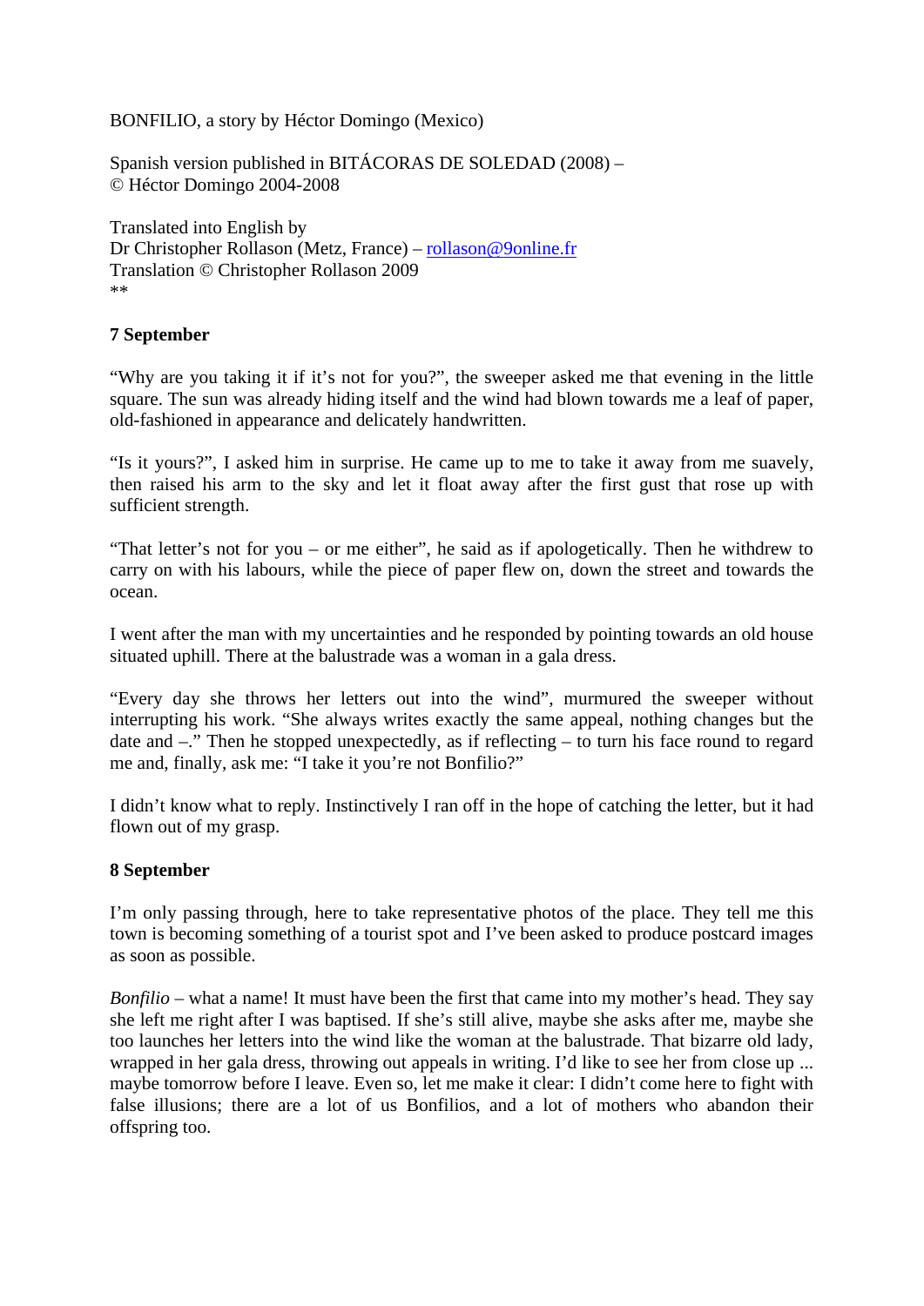BONFILIO, a story by Héctor Domingo (Mexico)

Spanish version published in BITÁCORAS DE SOLEDAD (2008) –
© Héctor Domingo 2004-2008

Translated into English by
Dr Christopher Rollason (Metz, France) – rollason@9online.fr
Translation © Christopher Rollason 2009
**

**7 September**

"Why are you taking it if it's not for you?", the sweeper asked me that evening in the little square. The sun was already hiding itself and the wind had blown towards me a leaf of paper, old-fashioned in appearance and delicately handwritten.

"Is it yours?", I asked him in surprise. He came up to me to take it away from me suavely, then raised his arm to the sky and let it float away after the first gust that rose up with sufficient strength.

"That letter's not for you – or me either", he said as if apologetically. Then he withdrew to carry on with his labours, while the piece of paper flew on, down the street and towards the ocean.

I went after the man with my uncertainties and he responded by pointing towards an old house situated uphill. There at the balustrade was a woman in a gala dress.

"Every day she throws her letters out into the wind", murmured the sweeper without interrupting his work. "She always writes exactly the same appeal, nothing changes but the date and –." Then he stopped unexpectedly, as if reflecting – to turn his face round to regard me and, finally, ask me: "I take it you're not Bonfilio?"

I didn't know what to reply. Instinctively I ran off in the hope of catching the letter, but it had flown out of my grasp.

**8 September**

I'm only passing through, here to take representative photos of the place. They tell me this town is becoming something of a tourist spot and I've been asked to produce postcard images as soon as possible.

*Bonfilio* – what a name! It must have been the first that came into my mother's head. They say she left me right after I was baptised. If she's still alive, maybe she asks after me, maybe she too launches her letters into the wind like the woman at the balustrade. That bizarre old lady, wrapped in her gala dress, throwing out appeals in writing. I'd like to see her from close up ... maybe tomorrow before I leave. Even so, let me make it clear: I didn't come here to fight with false illusions; there are a lot of us Bonfilios, and a lot of mothers who abandon their offspring too.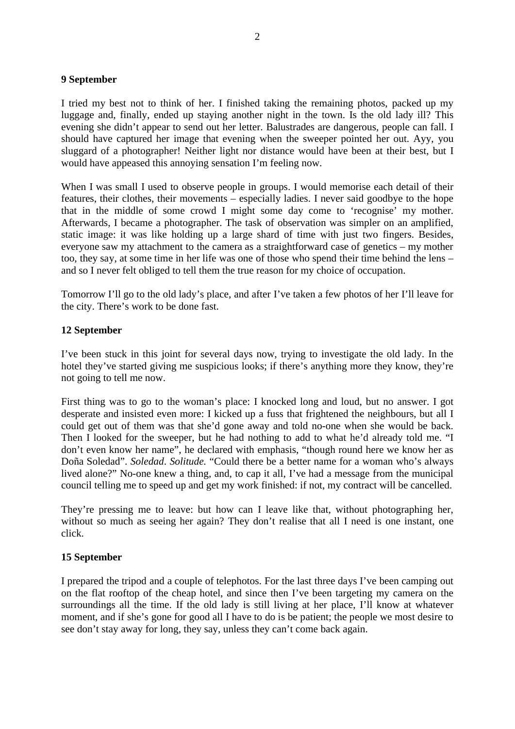**9 September**

I tried my best not to think of her. I finished taking the remaining photos, packed up my luggage and, finally, ended up staying another night in the town. Is the old lady ill? This evening she didn't appear to send out her letter. Balustrades are dangerous, people can fall. I should have captured her image that evening when the sweeper pointed her out. Ayy, you sluggard of a photographer! Neither light nor distance would have been at their best, but I would have appeased this annoying sensation I'm feeling now.

When I was small I used to observe people in groups. I would memorise each detail of their features, their clothes, their movements – especially ladies. I never said goodbye to the hope that in the middle of some crowd I might some day come to 'recognise' my mother. Afterwards, I became a photographer. The task of observation was simpler on an amplified, static image: it was like holding up a large shard of time with just two fingers. Besides, everyone saw my attachment to the camera as a straightforward case of genetics – my mother too, they say, at some time in her life was one of those who spend their time behind the lens – and so I never felt obliged to tell them the true reason for my choice of occupation.

Tomorrow I'll go to the old lady's place, and after I've taken a few photos of her I'll leave for the city. There's work to be done fast.

**12 September**

I've been stuck in this joint for several days now, trying to investigate the old lady. In the hotel they've started giving me suspicious looks; if there's anything more they know, they're not going to tell me now.

First thing was to go to the woman's place: I knocked long and loud, but no answer. I got desperate and insisted even more: I kicked up a fuss that frightened the neighbours, but all I could get out of them was that she'd gone away and told no-one when she would be back. Then I looked for the sweeper, but he had nothing to add to what he'd already told me. "I don't even know her name", he declared with emphasis, "though round here we know her as Doña Soledad". *Soledad*. *Solitude.* "Could there be a better name for a woman who's always lived alone?" No-one knew a thing, and, to cap it all, I've had a message from the municipal council telling me to speed up and get my work finished: if not, my contract will be cancelled.

They're pressing me to leave: but how can I leave like that, without photographing her, without so much as seeing her again? They don't realise that all I need is one instant, one click.

**15 September**

I prepared the tripod and a couple of telephotos. For the last three days I've been camping out on the flat rooftop of the cheap hotel, and since then I've been targeting my camera on the surroundings all the time. If the old lady is still living at her place, I'll know at whatever moment, and if she's gone for good all I have to do is be patient; the people we most desire to see don't stay away for long, they say, unless they can't come back again.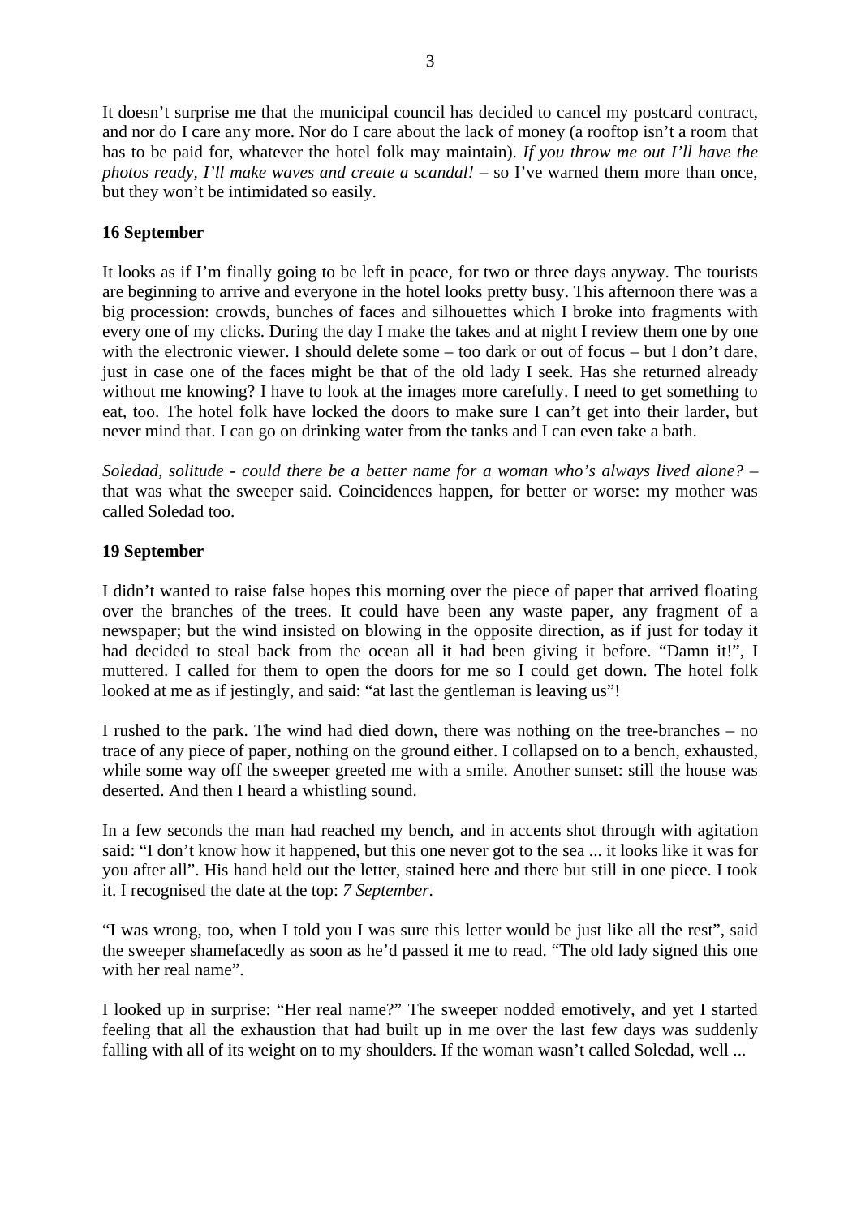It doesn't surprise me that the municipal council has decided to cancel my postcard contract, and nor do I care any more. Nor do I care about the lack of money (a rooftop isn't a room that has to be paid for, whatever the hotel folk may maintain). *If you throw me out I'll have the photos ready, I'll make waves and create a scandal!* – so I've warned them more than once, but they won't be intimidated so easily.

**16 September**

It looks as if I'm finally going to be left in peace, for two or three days anyway. The tourists are beginning to arrive and everyone in the hotel looks pretty busy. This afternoon there was a big procession: crowds, bunches of faces and silhouettes which I broke into fragments with every one of my clicks. During the day I make the takes and at night I review them one by one with the electronic viewer. I should delete some – too dark or out of focus – but I don't dare, just in case one of the faces might be that of the old lady I seek. Has she returned already without me knowing? I have to look at the images more carefully. I need to get something to eat, too. The hotel folk have locked the doors to make sure I can't get into their larder, but never mind that. I can go on drinking water from the tanks and I can even take a bath.

*Soledad, solitude - could there be a better name for a woman who's always lived alone?* – that was what the sweeper said. Coincidences happen, for better or worse: my mother was called Soledad too.

**19 September**

I didn't wanted to raise false hopes this morning over the piece of paper that arrived floating over the branches of the trees. It could have been any waste paper, any fragment of a newspaper; but the wind insisted on blowing in the opposite direction, as if just for today it had decided to steal back from the ocean all it had been giving it before. "Damn it!", I muttered. I called for them to open the doors for me so I could get down. The hotel folk looked at me as if jestingly, and said: "at last the gentleman is leaving us"!

I rushed to the park. The wind had died down, there was nothing on the tree-branches – no trace of any piece of paper, nothing on the ground either. I collapsed on to a bench, exhausted, while some way off the sweeper greeted me with a smile. Another sunset: still the house was deserted. And then I heard a whistling sound.

In a few seconds the man had reached my bench, and in accents shot through with agitation said: "I don't know how it happened, but this one never got to the sea ... it looks like it was for you after all". His hand held out the letter, stained here and there but still in one piece. I took it. I recognised the date at the top: *7 September*.

"I was wrong, too, when I told you I was sure this letter would be just like all the rest", said the sweeper shamefacedly as soon as he'd passed it me to read. "The old lady signed this one with her real name".

I looked up in surprise: "Her real name?" The sweeper nodded emotively, and yet I started feeling that all the exhaustion that had built up in me over the last few days was suddenly falling with all of its weight on to my shoulders. If the woman wasn't called Soledad, well ...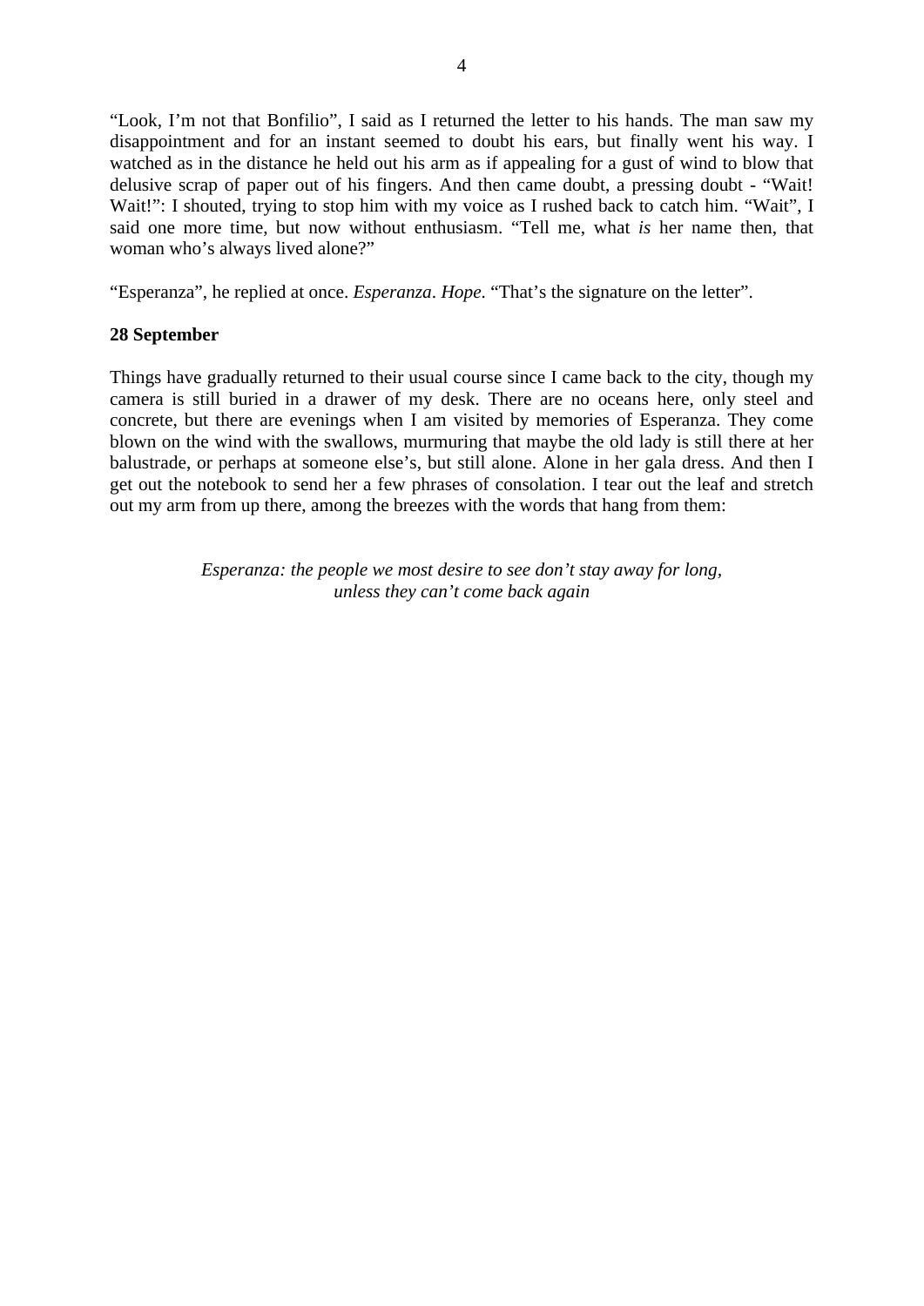"Look, I'm not that Bonfilio", I said as I returned the letter to his hands. The man saw my disappointment and for an instant seemed to doubt his ears, but finally went his way. I watched as in the distance he held out his arm as if appealing for a gust of wind to blow that delusive scrap of paper out of his fingers. And then came doubt, a pressing doubt - "Wait! Wait!": I shouted, trying to stop him with my voice as I rushed back to catch him. "Wait", I said one more time, but now without enthusiasm. "Tell me, what *is* her name then, that woman who's always lived alone?"

"Esperanza", he replied at once. *Esperanza*. *Hope*. "That's the signature on the letter".

**28 September**

Things have gradually returned to their usual course since I came back to the city, though my camera is still buried in a drawer of my desk. There are no oceans here, only steel and concrete, but there are evenings when I am visited by memories of Esperanza. They come blown on the wind with the swallows, murmuring that maybe the old lady is still there at her balustrade, or perhaps at someone else's, but still alone. Alone in her gala dress. And then I get out the notebook to send her a few phrases of consolation. I tear out the leaf and stretch out my arm from up there, among the breezes with the words that hang from them:

*Esperanza: the people we most desire to see don't stay away for long, unless they can't come back again*